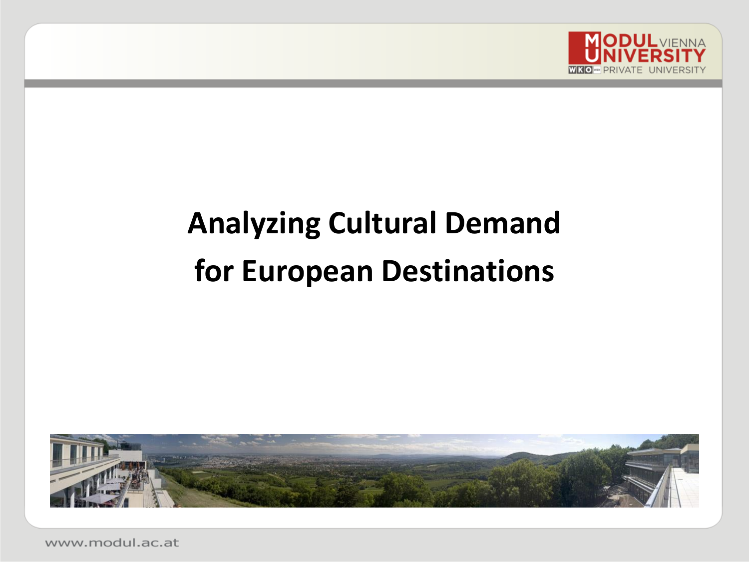# Analyzing Cultural Demand for European Destinations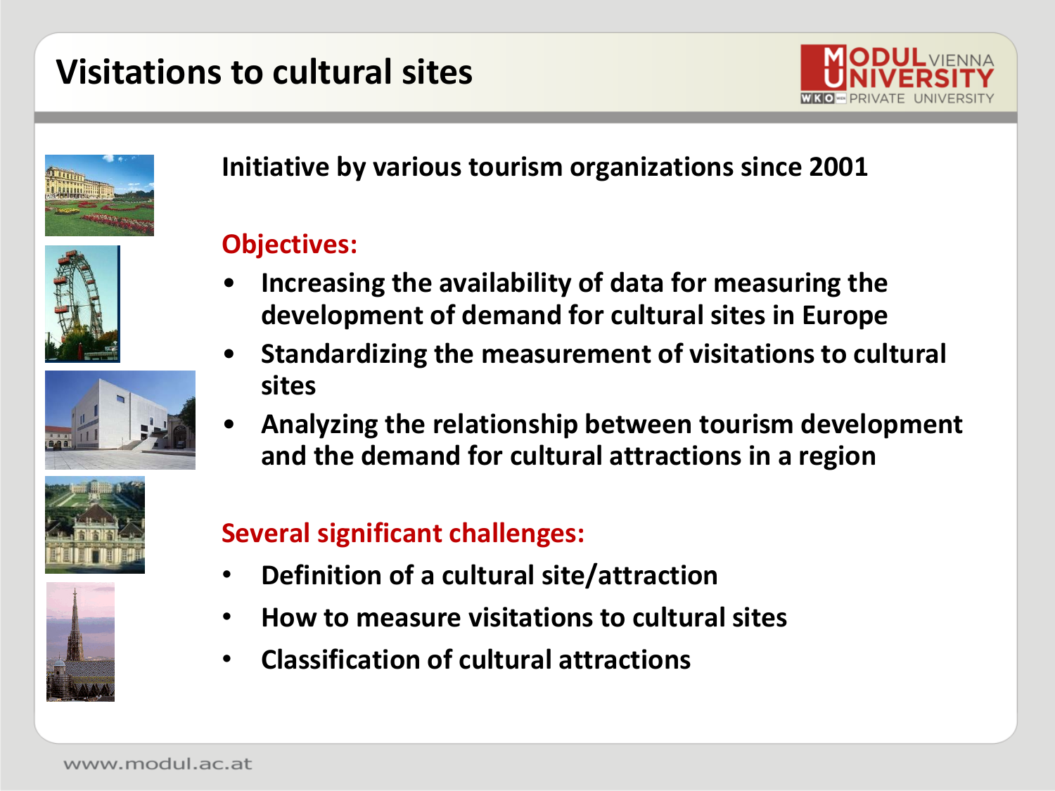# Visitations to cultural sites

**Initiative by various tourism organizations since 2001**

## Objectives:

- **Increasing the availability of data for measuring the development of demand for cultural sites in Europe**
- **Standardizing the measurement of visitations to cultural sites**
- **Analyzing the relationship between tourism development and the demand for cultural attractions in a region**

## Several significant challenges:

- **Definition of a cultural site/attraction**
- **How to measure visitations to cultural sites**
- **Classification of cultural attractions**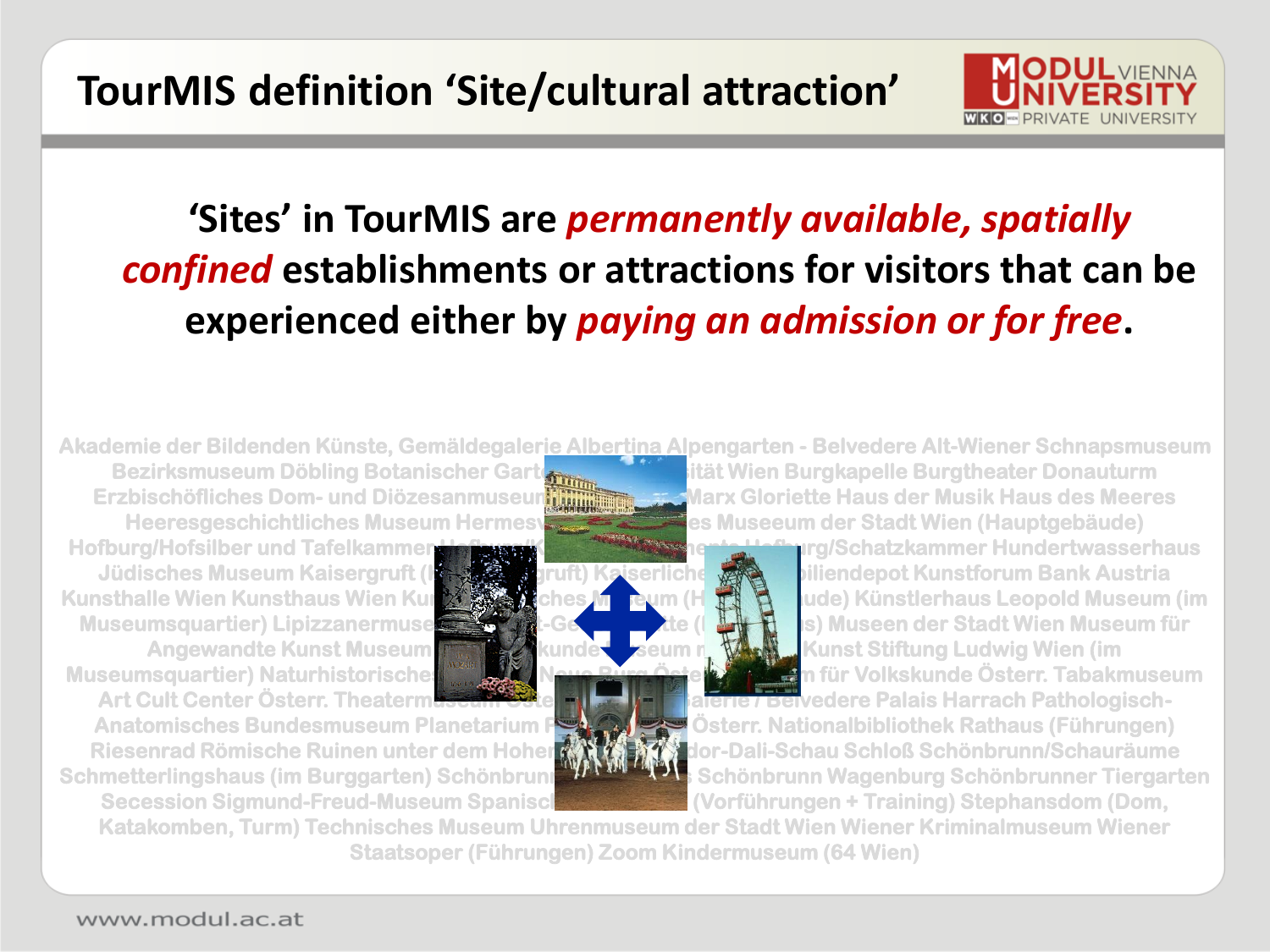# TourMIS definition 'Site/cultural attraction'

**'Sites' in TourMIS are *permanently available, spatially confined* establishments or attractions for visitors that can be experienced either by *paying an admission or for free*.**

Akademie der Bildenden Künste, Gemäldegalerie Albertina Alpengarten - Belvedere Alt-Wiener Schnapsmuseum Bezirksmuseum Döbling Botanischer Garte… …ität Wien Burgkapelle Burgtheater Donauturm Erzbischöfliches Dom- und Diözesanmuseum… …Marx Gloriette Haus der Musik Haus des Meeres Heeresgeschichtliches Museum Hermesv… …es Museeum der Stadt Wien (Hauptgebäude) Hofburg/Hofsilber und Tafelkammer Hofburg/K… …ents Hofburg/Schatzkammer Hundertwasserhaus Jüdisches Museum Kaisergruft (… …gruft) Kaiserliche… …biliendepot Kunstforum Bank Austria Kunsthalle Wien Kunsthaus Wien Ku… …ches Museum (H… …ude) Künstlerhaus Leopold Museum (im Museumsquartier) Lipizzanermuse… …-Ge… …te (… …s) Museen der Stadt Wien Museum für Angewandte Kunst Museum… …kunde Museum… …Kunst Stiftung Ludwig Wien (im Museumsquartier) Naturhistorische… …Neue Burg Öste… …n für Volkskunde Österr. Tabakmuseum Art Cult Center Österr. Theatermuseum Öste… …alerie / Belvedere Palais Harrach Pathologisch-Anatomisches Bundesmuseum Planetarium P… …Österr. Nationalbibliothek Rathaus (Führungen) Riesenrad Römische Ruinen unter dem Hohen… …dor-Dali-Schau Schloß Schönbrunn/Schauräume Schmetterlingshaus (im Burggarten) Schönbrunn… …Schönbrunn Wagenburg Schönbrunner Tiergarten Secession Sigmund-Freud-Museum Spanisch… …(Vorführungen + Training) Stephansdom (Dom, Katakomben, Turm) Technisches Museum Uhrenmuseum der Stadt Wien Wiener Kriminalmuseum Wiener Staatsoper (Führungen) Zoom Kindermuseum (64 Wien)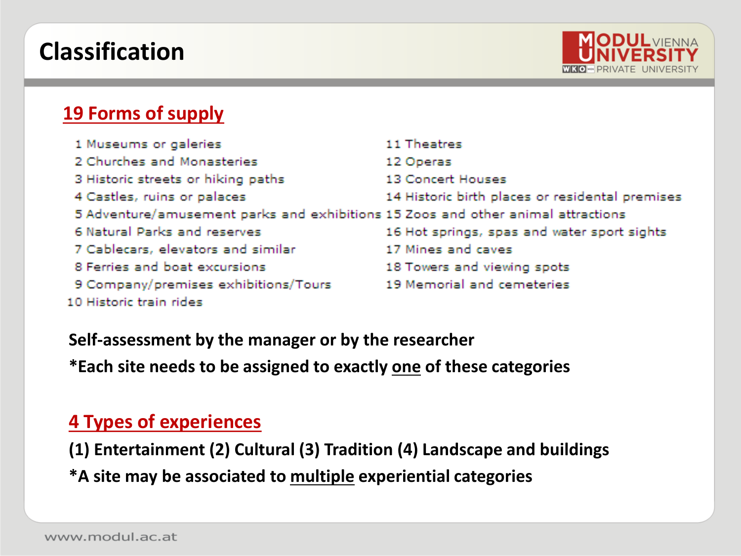# Classification

## 19 Forms of supply

1 Museums or galeries
2 Churches and Monasteries
3 Historic streets or hiking paths
4 Castles, ruins or palaces
5 Adventure/amusement parks and exhibitions
6 Natural Parks and reserves
7 Cablecars, elevators and similar
8 Ferries and boat excursions
9 Company/premises exhibitions/Tours
10 Historic train rides
11 Theatres
12 Operas
13 Concert Houses
14 Historic birth places or residental premises
15 Zoos and other animal attractions
16 Hot springs, spas and water sport sights
17 Mines and caves
18 Towers and viewing spots
19 Memorial and cemeteries

**Self-assessment by the manager or by the researcher**

**\*Each site needs to be assigned to exactly one of these categories**

## 4 Types of experiences

**(1) Entertainment (2) Cultural (3) Tradition (4) Landscape and buildings**

**\*A site may be associated to multiple experiential categories**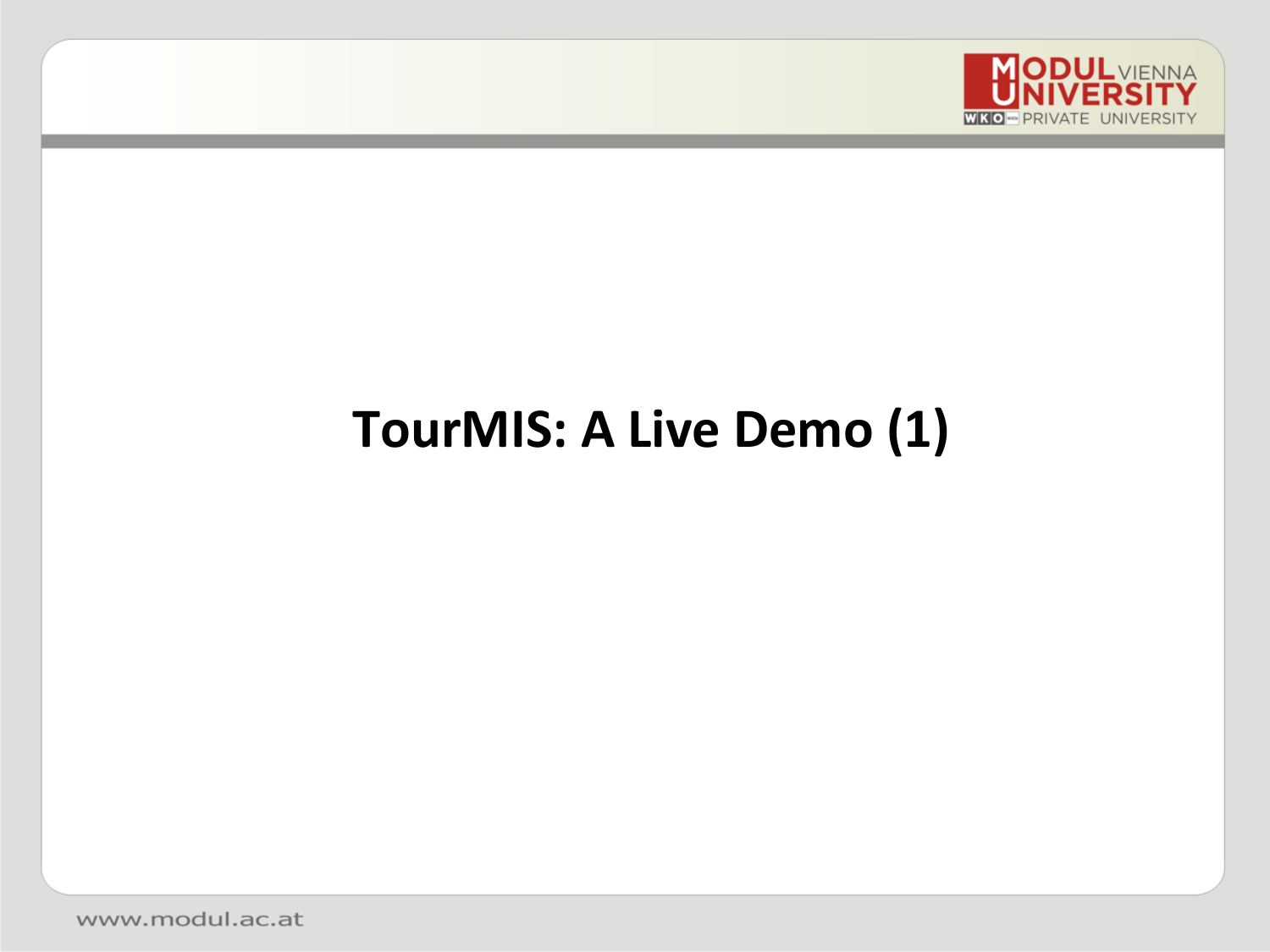# TourMIS: A Live Demo (1)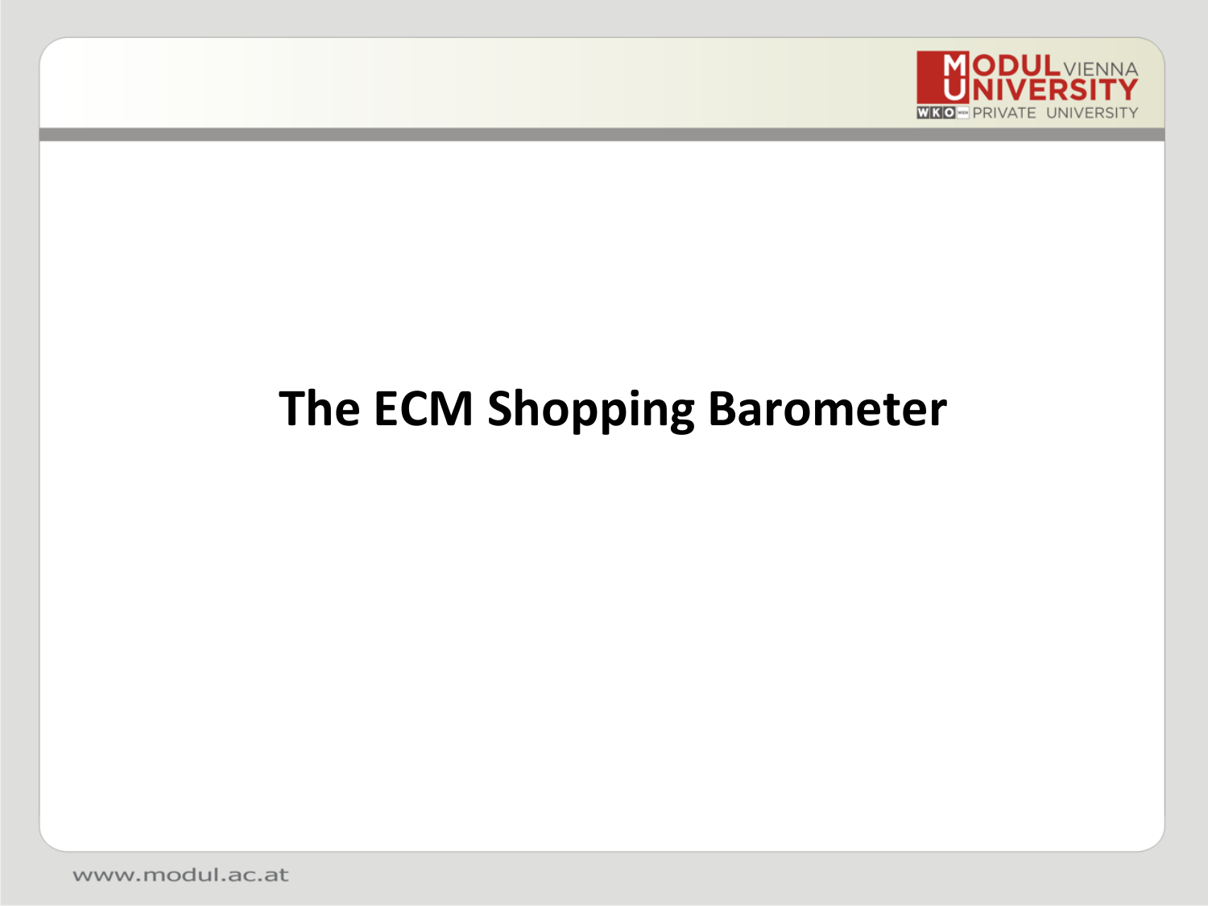# The ECM Shopping Barometer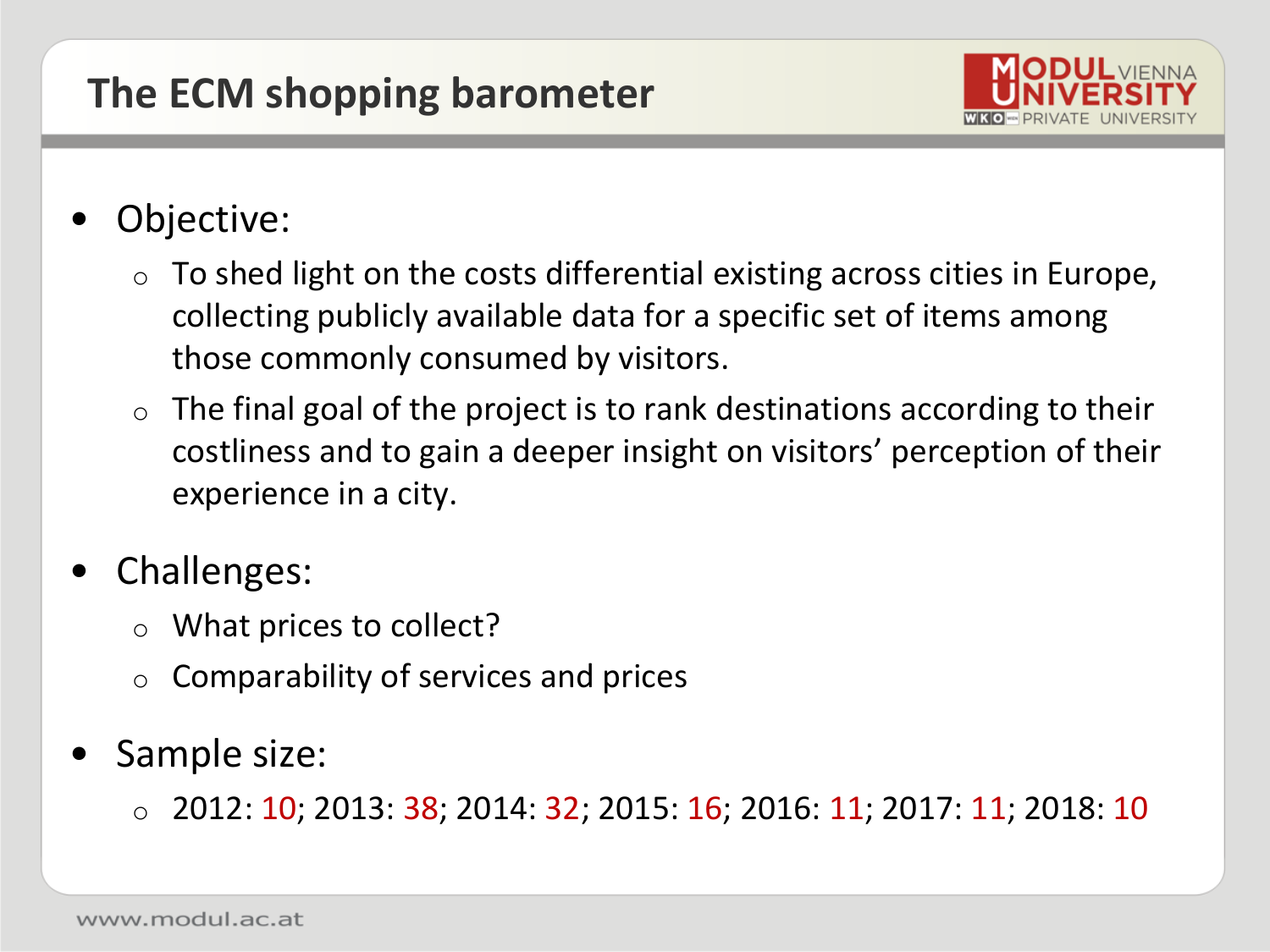# The ECM shopping barometer

- Objective:
  - To shed light on the costs differential existing across cities in Europe, collecting publicly available data for a specific set of items among those commonly consumed by visitors.
  - The final goal of the project is to rank destinations according to their costliness and to gain a deeper insight on visitors' perception of their experience in a city.
- Challenges:
  - What prices to collect?
  - Comparability of services and prices
- Sample size:
  - 2012: 10; 2013: 38; 2014: 32; 2015: 16; 2016: 11; 2017: 11; 2018: 10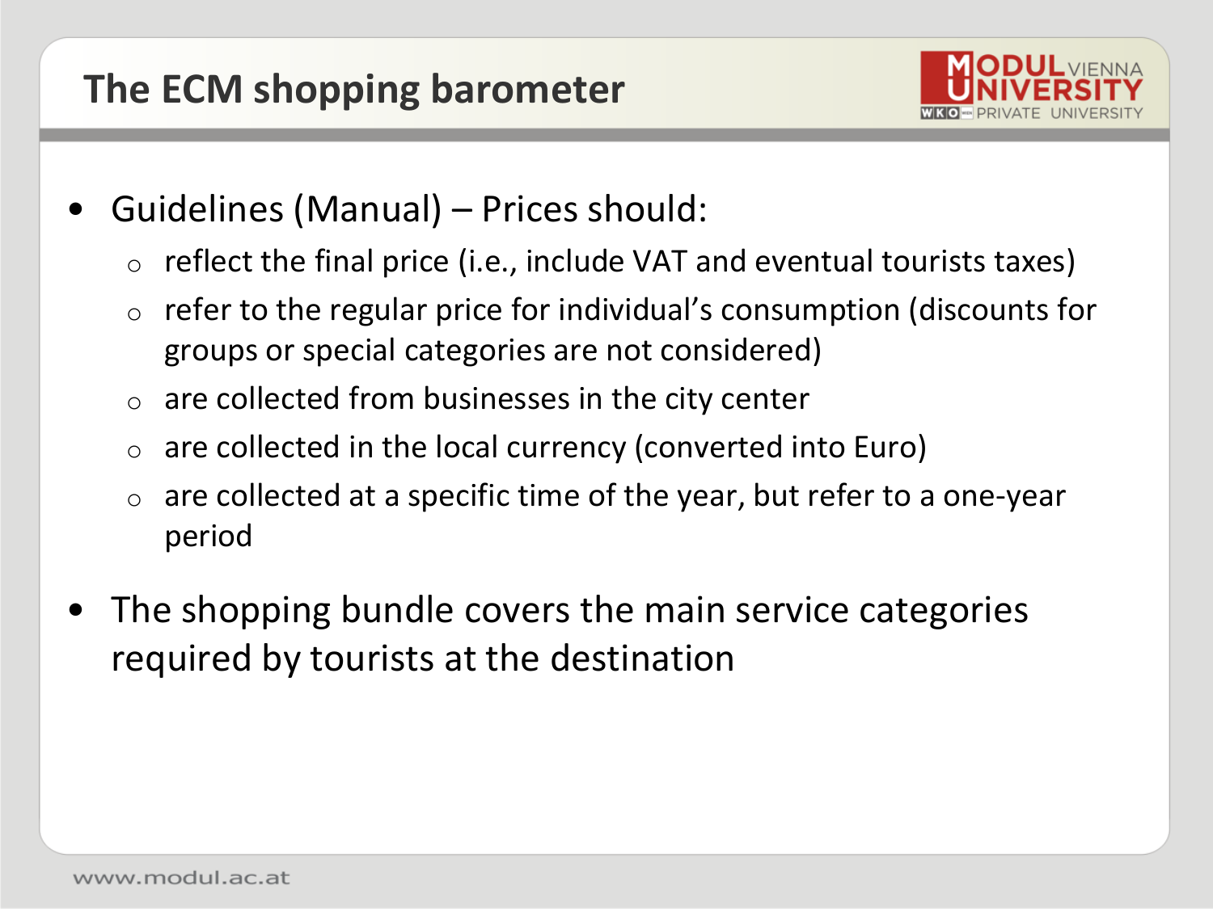# The ECM shopping barometer

- Guidelines (Manual) – Prices should:
  - reflect the final price (i.e., include VAT and eventual tourists taxes)
  - refer to the regular price for individual's consumption (discounts for groups or special categories are not considered)
  - are collected from businesses in the city center
  - are collected in the local currency (converted into Euro)
  - are collected at a specific time of the year, but refer to a one-year period
- The shopping bundle covers the main service categories required by tourists at the destination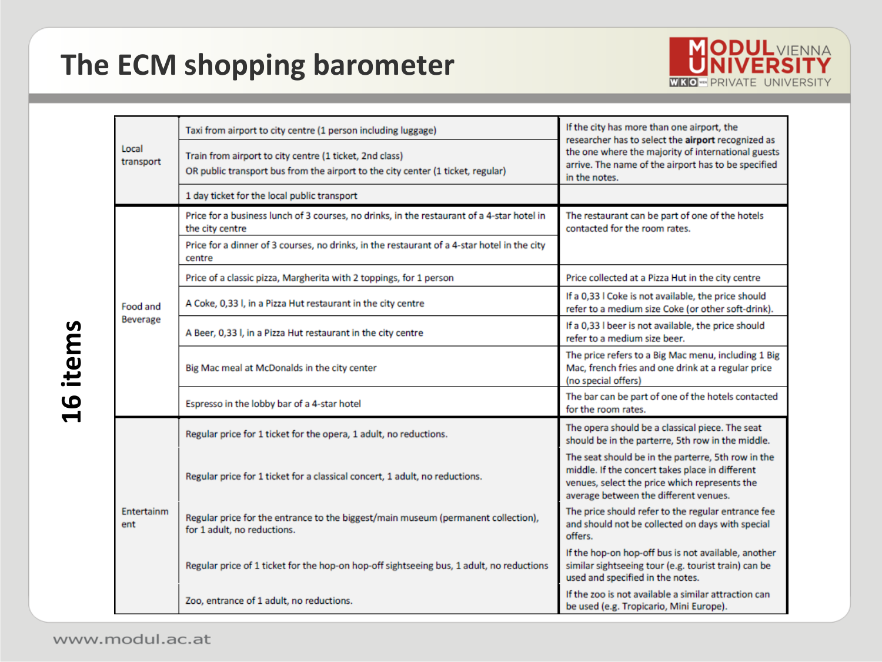# The ECM shopping barometer

**16 items**

| Category | Item | Notes |
|---|---|---|
| Local transport | Taxi from airport to city centre (1 person including luggage) | If the city has more than one airport, the researcher has to select the **airport** recognized as the one where the majority of international guests arrive. The name of the airport has to be specified in the notes. |
| | Train from airport to city centre (1 ticket, 2nd class) OR public transport bus from the airport to the city center (1 ticket, regular) | |
| | 1 day ticket for the local public transport | |
| Food and Beverage | Price for a business lunch of 3 courses, no drinks, in the restaurant of a 4-star hotel in the city centre | The restaurant can be part of one of the hotels contacted for the room rates. |
| | Price for a dinner of 3 courses, no drinks, in the restaurant of a 4-star hotel in the city centre | |
| | Price of a classic pizza, Margherita with 2 toppings, for 1 person | Price collected at a Pizza Hut in the city centre |
| | A Coke, 0,33 l, in a Pizza Hut restaurant in the city centre | If a 0,33 l Coke is not available, the price should refer to a medium size Coke (or other soft-drink). |
| | A Beer, 0,33 l, in a Pizza Hut restaurant in the city centre | If a 0,33 l beer is not available, the price should refer to a medium size beer. |
| | Big Mac meal at McDonalds in the city center | The price refers to a Big Mac menu, including 1 Big Mac, french fries and one drink at a regular price (no special offers) |
| | Espresso in the lobby bar of a 4-star hotel | The bar can be part of one of the hotels contacted for the room rates. |
| Entertainment | Regular price for 1 ticket for the opera, 1 adult, no reductions. | The opera should be a classical piece. The seat should be in the parterre, 5th row in the middle. |
| | Regular price for 1 ticket for a classical concert, 1 adult, no reductions. | The seat should be in the parterre, 5th row in the middle. If the concert takes place in different venues, select the price which represents the average between the different venues. |
| | Regular price for the entrance to the biggest/main museum (permanent collection), for 1 adult, no reductions. | The price should refer to the regular entrance fee and should not be collected on days with special offers. |
| | Regular price of 1 ticket for the hop-on hop-off sightseeing bus, 1 adult, no reductions | If the hop-on hop-off bus is not available, another similar sightseeing tour (e.g. tourist train) can be used and specified in the notes. |
| | Zoo, entrance of 1 adult, no reductions. | If the zoo is not available a similar attraction can be used (e.g. Tropicario, Mini Europe). |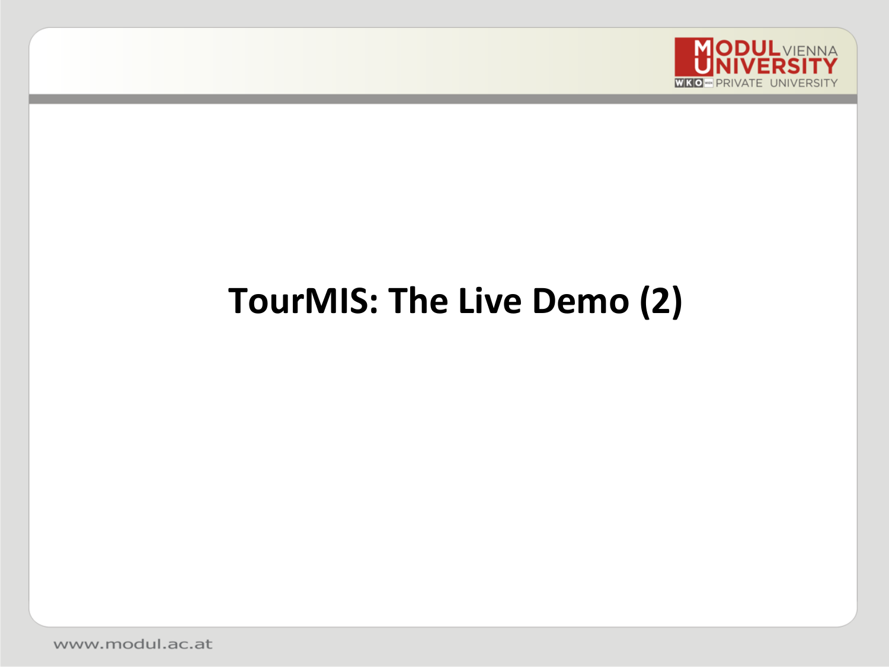# TourMIS: The Live Demo (2)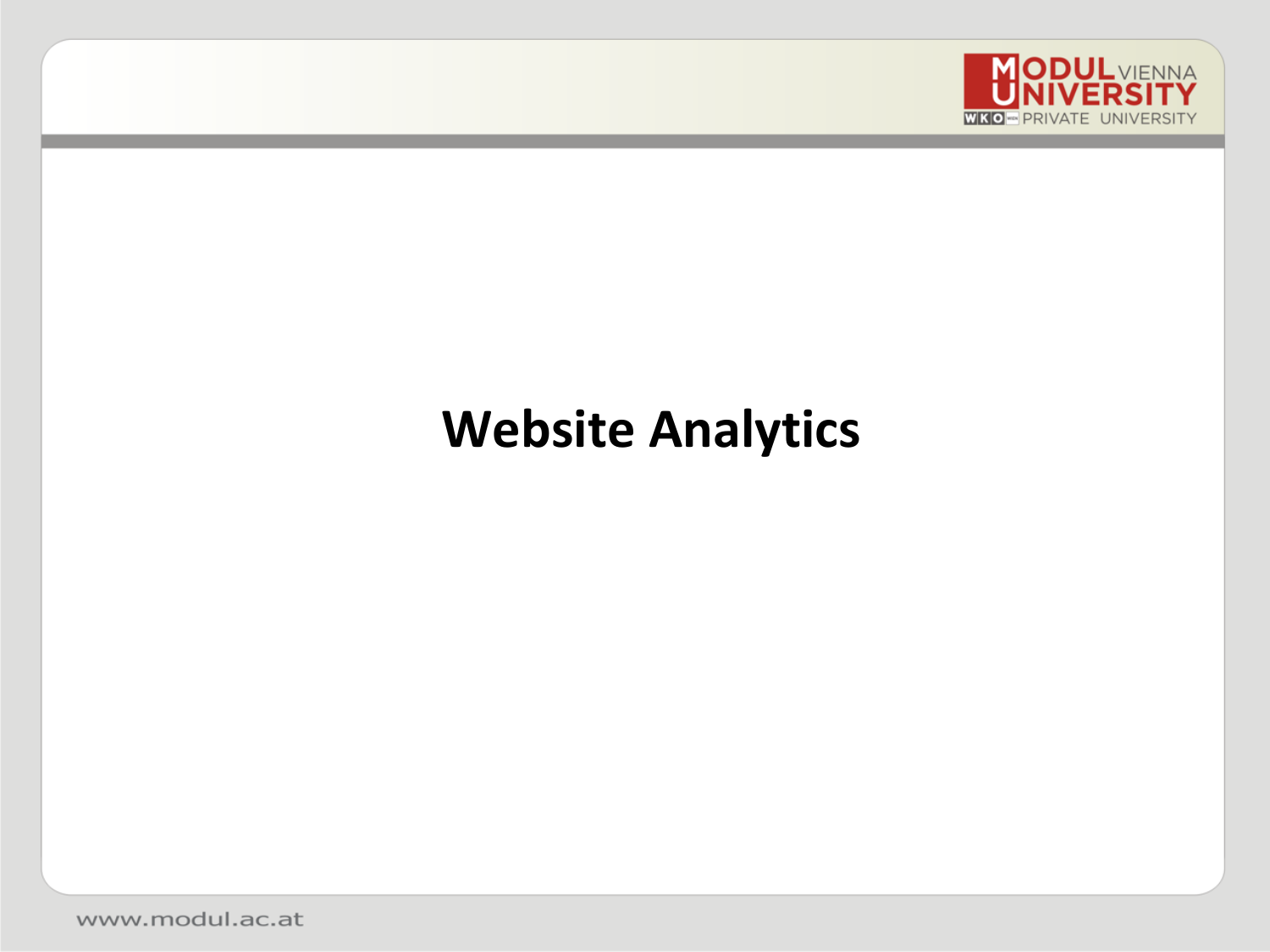# Website Analytics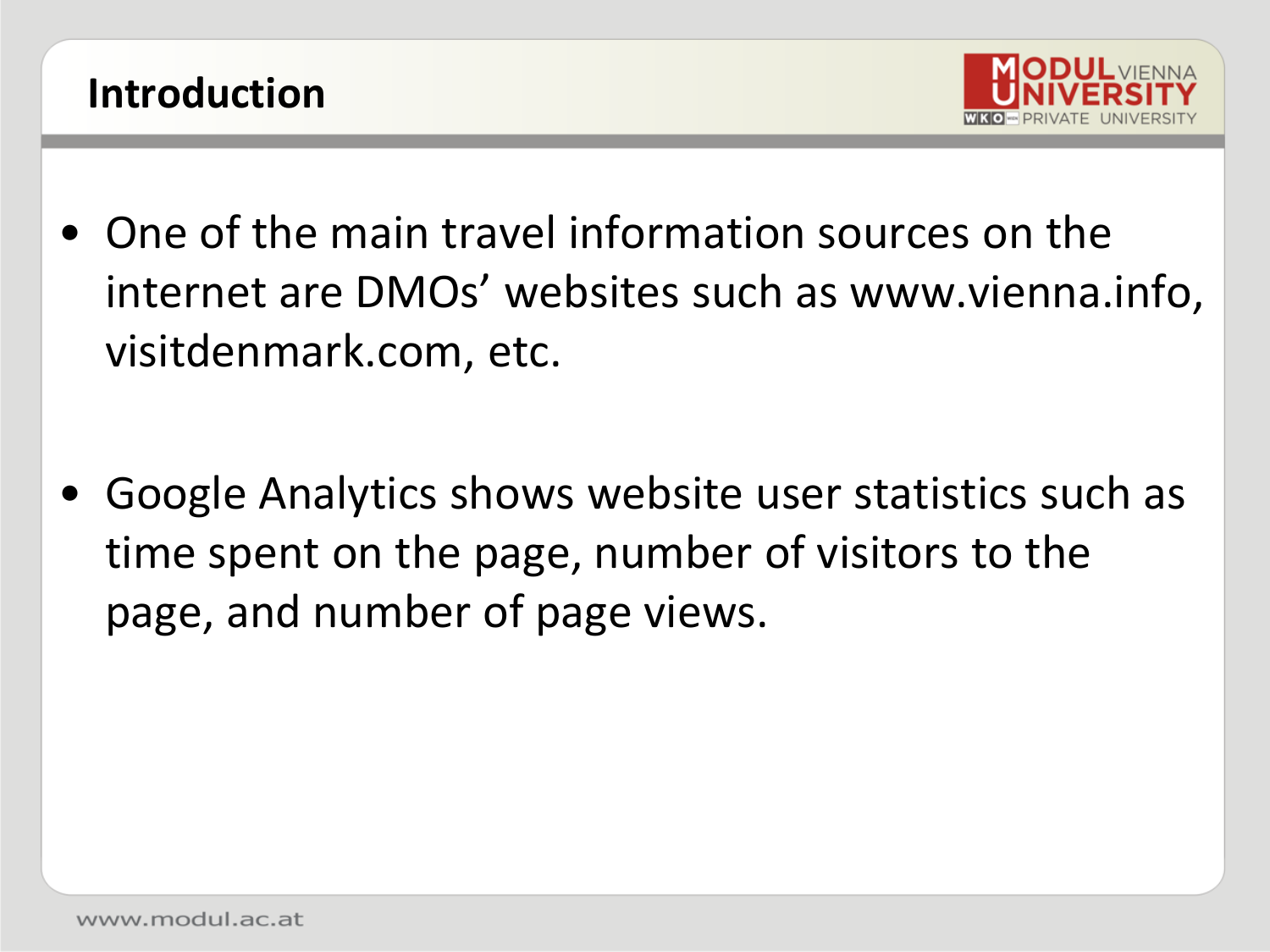# Introduction

- One of the main travel information sources on the internet are DMOs' websites such as www.vienna.info, visitdenmark.com, etc.

- Google Analytics shows website user statistics such as time spent on the page, number of visitors to the page, and number of page views.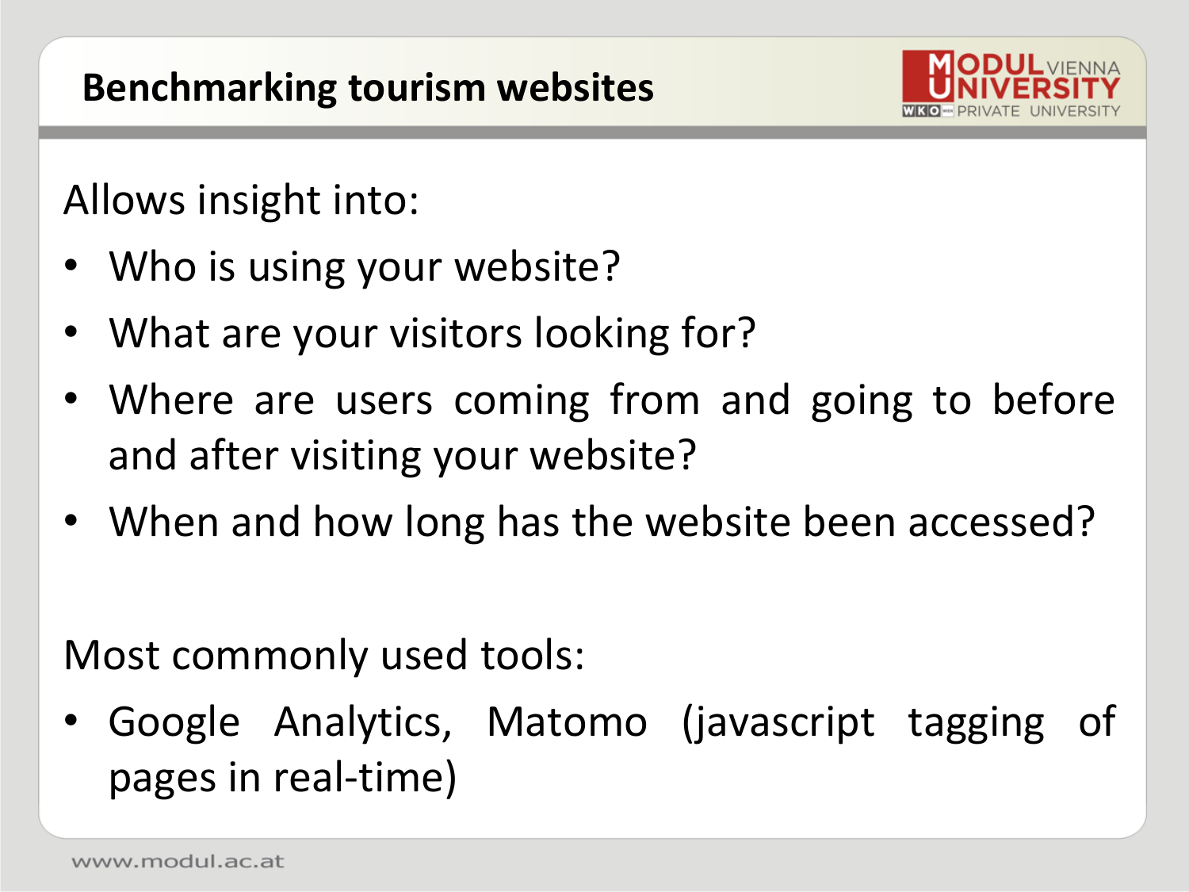# Benchmarking tourism websites

Allows insight into:

- Who is using your website?
- What are your visitors looking for?
- Where are users coming from and going to before and after visiting your website?
- When and how long has the website been accessed?

Most commonly used tools:

- Google Analytics, Matomo (javascript tagging of pages in real-time)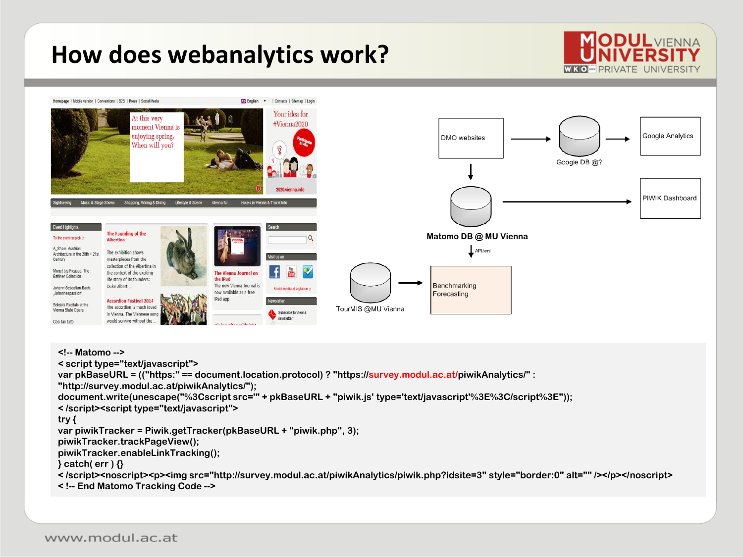# How does webanalytics work?

DMO websites → Google DB @? → Google Analytics

DMO websites → Matomo DB @ MU Vienna → PIWIK Dashboard

Matomo DB @ MU Vienna → API/xml → Benchmarking Forecasting

TourMIS @MU Vienna → Benchmarking Forecasting

```
<!-- Matomo -->
< script type="text/javascript">
var pkBaseURL = (("https:" == document.location.protocol) ? "https://survey.modul.ac.at/piwikAnalytics/" :
"http://survey.modul.ac.at/piwikAnalytics/");
document.write(unescape("%3Cscript src='" + pkBaseURL + "piwik.js' type='text/javascript'%3E%3C/script%3E"));
< /script><script type="text/javascript">
try {
var piwikTracker = Piwik.getTracker(pkBaseURL + "piwik.php", 3);
piwikTracker.trackPageView();
piwikTracker.enableLinkTracking();
} catch( err ) {}
< /script><noscript><p><img src="http://survey.modul.ac.at/piwikAnalytics/piwik.php?idsite=3" style="border:0" alt="" /></p></noscript>
< !-- End Matomo Tracking Code -->
```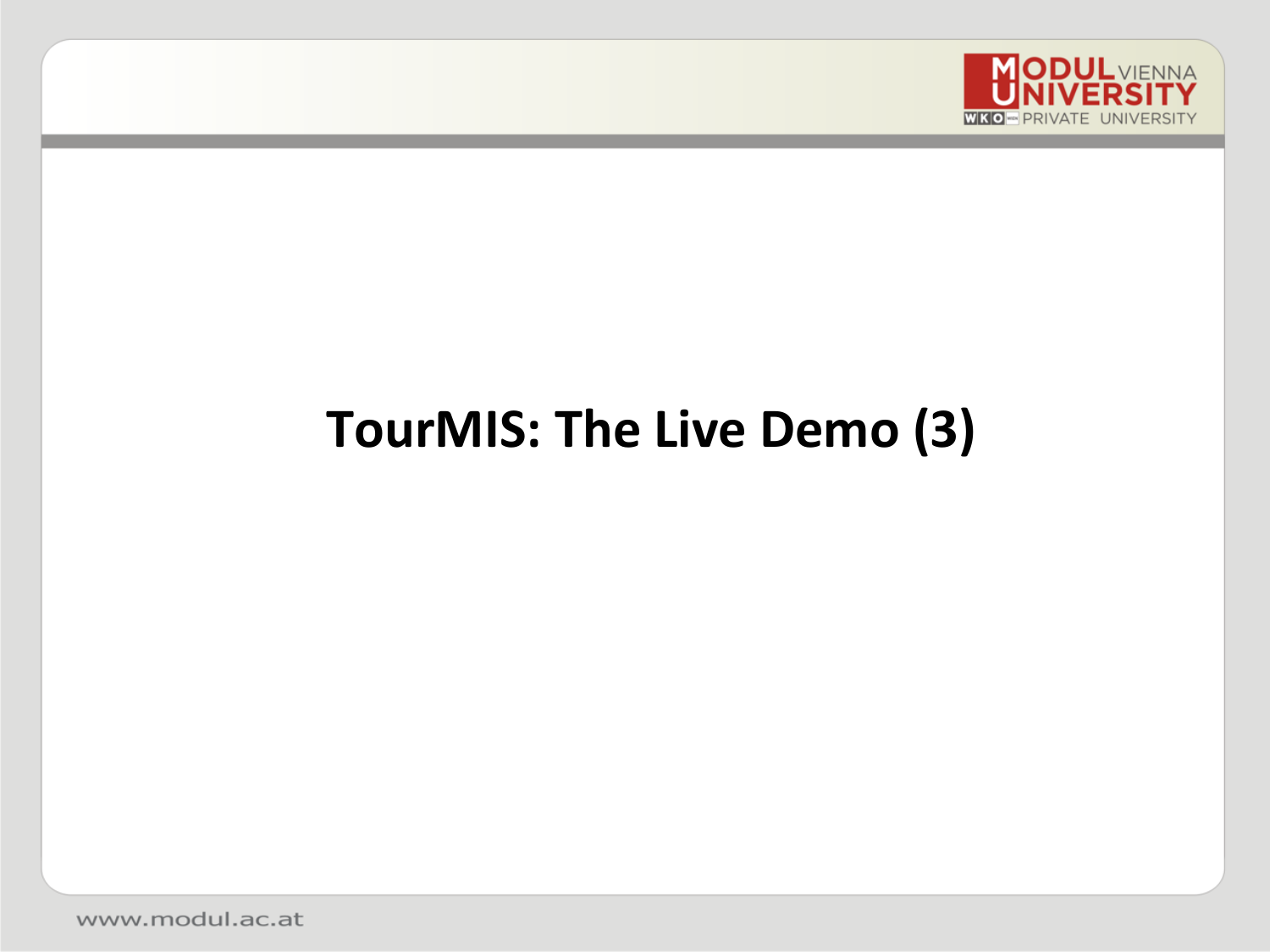# TourMIS: The Live Demo (3)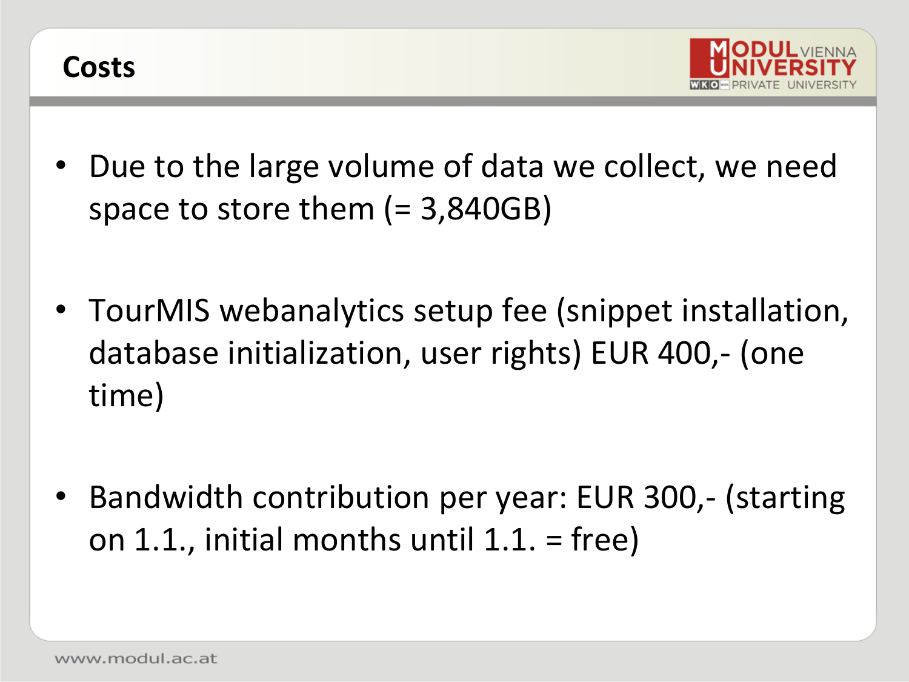# Costs

- Due to the large volume of data we collect, we need space to store them (= 3,840GB)
- TourMIS webanalytics setup fee (snippet installation, database initialization, user rights) EUR 400,- (one time)
- Bandwidth contribution per year: EUR 300,- (starting on 1.1., initial months until 1.1. = free)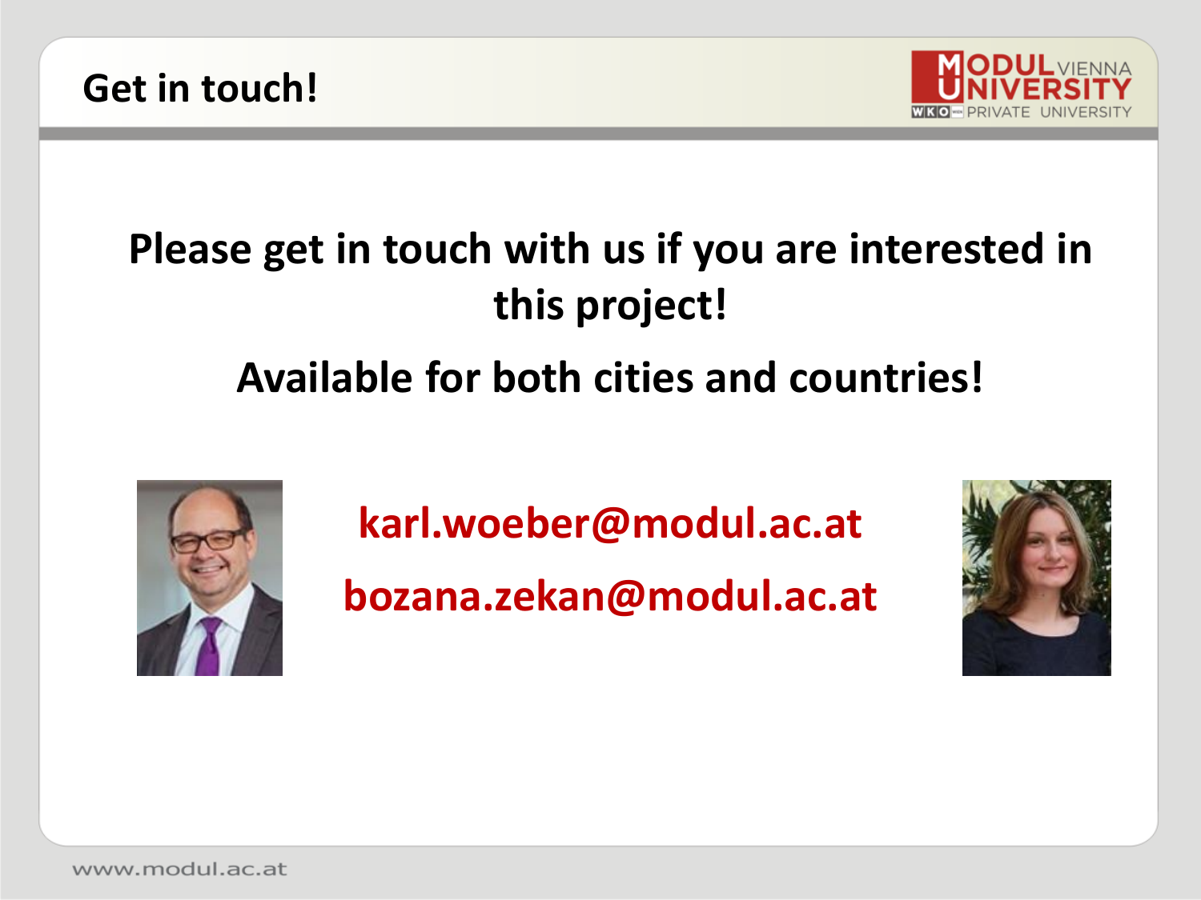# Get in touch!

**Please get in touch with us if you are interested in this project!**

**Available for both cities and countries!**

**karl.woeber@modul.ac.at**

**bozana.zekan@modul.ac.at**